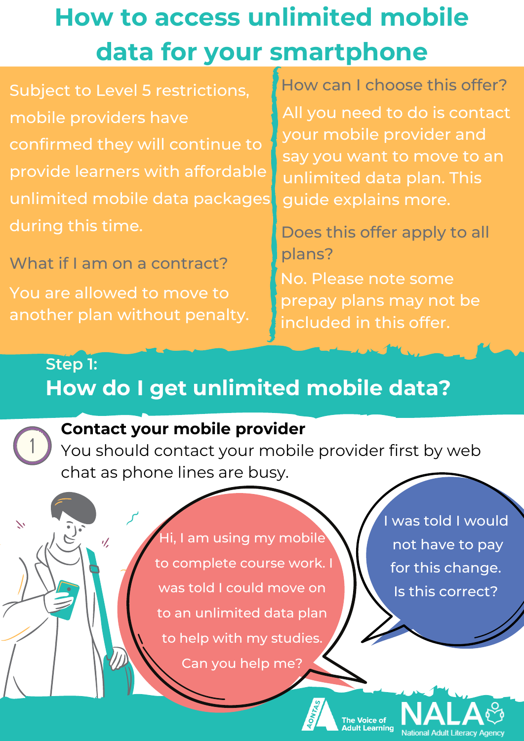# How to access unlimited mobile data for your smartphone

Subject to Level 5 restrictions, mobile providers have confirmed they will continue to provide learners with affordable unlimited mobile data packages during this time.

**What if I am on a contract?**

You are allowed to move to another plan without penalty.

**How can I choose this offer?**

All you need to do is contact your mobile provider and say you want to move to an unlimited data plan. This guide explains more.

**Does this offer apply to all plans?**

No. Please note some prepay plans may not be included in this offer.

## Step 1:
## How do I get unlimited mobile data?

1. **Contact your mobile provider**
   You should contact your mobile provider first by web chat as phone lines are busy.

"Hi, I am using my mobile to complete course work. I was told I could move on to an unlimited data plan to help with my studies. Can you help me?"

"I was told I would not have to pay for this change. Is this correct?"

AONTAS The Voice of Adult Learning

NALA National Adult Literacy Agency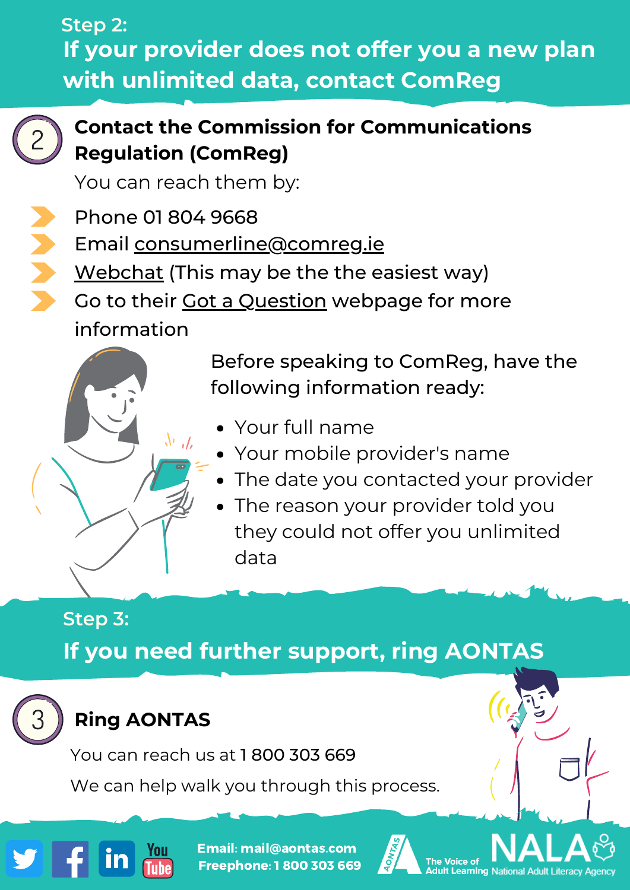Step 2:

## If your provider does not offer you a new plan with unlimited data, contact ComReg

### 2 Contact the Commission for Communications Regulation (ComReg)

You can reach them by:

- Phone 01 804 9668
- Email consumerline@comreg.ie
- Webchat (This may be the the easiest way)
- Go to their Got a Question webpage for more information

Before speaking to ComReg, have the following information ready:

- Your full name
- Your mobile provider's name
- The date you contacted your provider
- The reason your provider told you they could not offer you unlimited data

Step 3:

## If you need further support, ring AONTAS

### 3 Ring AONTAS

You can reach us at **1 800 303 669**

We can help walk you through this process.

**Email: mail@aontas.com**
**Freephone: 1 800 303 669**

AONTAS The Voice of Adult Learning

NALA National Adult Literacy Agency